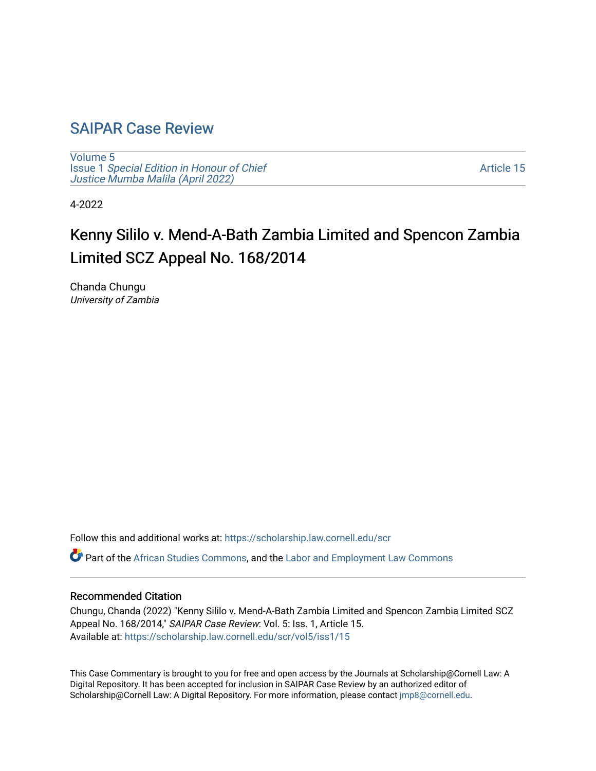# SAIPAR Case Review

Volume 5
Issue 1 *Special Edition in Honour of Chief Justice Mumba Malila (April 2022)*

Article 15

4-2022

## Kenny Sililo v. Mend-A-Bath Zambia Limited and Spencon Zambia Limited SCZ Appeal No. 168/2014

Chanda Chungu
*University of Zambia*

Follow this and additional works at: https://scholarship.law.cornell.edu/scr

Part of the African Studies Commons, and the Labor and Employment Law Commons

### Recommended Citation

Chungu, Chanda (2022) "Kenny Sililo v. Mend-A-Bath Zambia Limited and Spencon Zambia Limited SCZ Appeal No. 168/2014," *SAIPAR Case Review*: Vol. 5: Iss. 1, Article 15.
Available at: https://scholarship.law.cornell.edu/scr/vol5/iss1/15

This Case Commentary is brought to you for free and open access by the Journals at Scholarship@Cornell Law: A Digital Repository. It has been accepted for inclusion in SAIPAR Case Review by an authorized editor of Scholarship@Cornell Law: A Digital Repository. For more information, please contact jmp8@cornell.edu.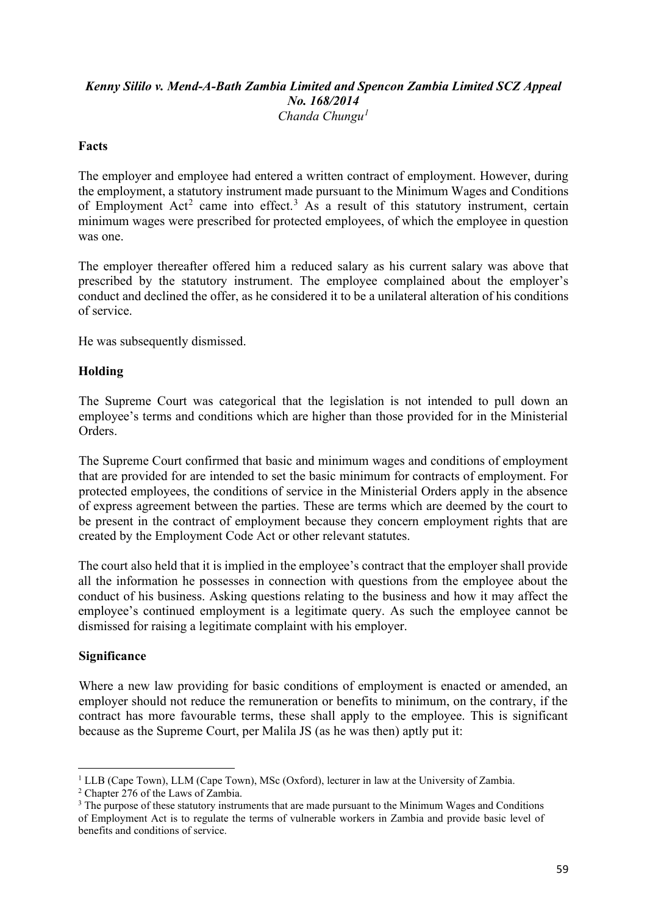***Kenny Sililo v. Mend-A-Bath Zambia Limited and Spencon Zambia Limited SCZ Appeal No. 168/2014***

*Chanda Chungu*[1]

## Facts

The employer and employee had entered a written contract of employment. However, during the employment, a statutory instrument made pursuant to the Minimum Wages and Conditions of Employment Act[2] came into effect.[3] As a result of this statutory instrument, certain minimum wages were prescribed for protected employees, of which the employee in question was one.

The employer thereafter offered him a reduced salary as his current salary was above that prescribed by the statutory instrument. The employee complained about the employer's conduct and declined the offer, as he considered it to be a unilateral alteration of his conditions of service.

He was subsequently dismissed.

## Holding

The Supreme Court was categorical that the legislation is not intended to pull down an employee's terms and conditions which are higher than those provided for in the Ministerial Orders.

The Supreme Court confirmed that basic and minimum wages and conditions of employment that are provided for are intended to set the basic minimum for contracts of employment. For protected employees, the conditions of service in the Ministerial Orders apply in the absence of express agreement between the parties. These are terms which are deemed by the court to be present in the contract of employment because they concern employment rights that are created by the Employment Code Act or other relevant statutes.

The court also held that it is implied in the employee's contract that the employer shall provide all the information he possesses in connection with questions from the employee about the conduct of his business. Asking questions relating to the business and how it may affect the employee's continued employment is a legitimate query. As such the employee cannot be dismissed for raising a legitimate complaint with his employer.

## Significance

Where a new law providing for basic conditions of employment is enacted or amended, an employer should not reduce the remuneration or benefits to minimum, on the contrary, if the contract has more favourable terms, these shall apply to the employee. This is significant because as the Supreme Court, per Malila JS (as he was then) aptly put it:

---

[1] LLB (Cape Town), LLM (Cape Town), MSc (Oxford), lecturer in law at the University of Zambia.

[2] Chapter 276 of the Laws of Zambia.

[3] The purpose of these statutory instruments that are made pursuant to the Minimum Wages and Conditions of Employment Act is to regulate the terms of vulnerable workers in Zambia and provide basic level of benefits and conditions of service.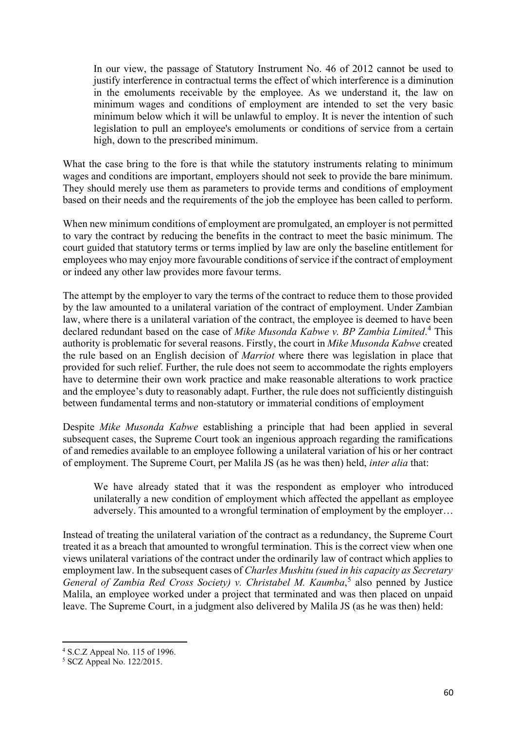> In our view, the passage of Statutory Instrument No. 46 of 2012 cannot be used to justify interference in contractual terms the effect of which interference is a diminution in the emoluments receivable by the employee. As we understand it, the law on minimum wages and conditions of employment are intended to set the very basic minimum below which it will be unlawful to employ. It is never the intention of such legislation to pull an employee's emoluments or conditions of service from a certain high, down to the prescribed minimum.

What the case bring to the fore is that while the statutory instruments relating to minimum wages and conditions are important, employers should not seek to provide the bare minimum. They should merely use them as parameters to provide terms and conditions of employment based on their needs and the requirements of the job the employee has been called to perform.

When new minimum conditions of employment are promulgated, an employer is not permitted to vary the contract by reducing the benefits in the contract to meet the basic minimum. The court guided that statutory terms or terms implied by law are only the baseline entitlement for employees who may enjoy more favourable conditions of service if the contract of employment or indeed any other law provides more favour terms.

The attempt by the employer to vary the terms of the contract to reduce them to those provided by the law amounted to a unilateral variation of the contract of employment. Under Zambian law, where there is a unilateral variation of the contract, the employee is deemed to have been declared redundant based on the case of *Mike Musonda Kabwe v. BP Zambia Limited*.[4] This authority is problematic for several reasons. Firstly, the court in *Mike Musonda Kabwe* created the rule based on an English decision of *Marriot* where there was legislation in place that provided for such relief. Further, the rule does not seem to accommodate the rights employers have to determine their own work practice and make reasonable alterations to work practice and the employee's duty to reasonably adapt. Further, the rule does not sufficiently distinguish between fundamental terms and non-statutory or immaterial conditions of employment

Despite *Mike Musonda Kabwe* establishing a principle that had been applied in several subsequent cases, the Supreme Court took an ingenious approach regarding the ramifications of and remedies available to an employee following a unilateral variation of his or her contract of employment. The Supreme Court, per Malila JS (as he was then) held, *inter alia* that:

> We have already stated that it was the respondent as employer who introduced unilaterally a new condition of employment which affected the appellant as employee adversely. This amounted to a wrongful termination of employment by the employer…

Instead of treating the unilateral variation of the contract as a redundancy, the Supreme Court treated it as a breach that amounted to wrongful termination. This is the correct view when one views unilateral variations of the contract under the ordinarily law of contract which applies to employment law. In the subsequent cases of *Charles Mushitu (sued in his capacity as Secretary General of Zambia Red Cross Society) v. Christabel M. Kaumba*,[5] also penned by Justice Malila, an employee worked under a project that terminated and was then placed on unpaid leave. The Supreme Court, in a judgment also delivered by Malila JS (as he was then) held:

---

[4] S.C.Z Appeal No. 115 of 1996.

[5] SCZ Appeal No. 122/2015.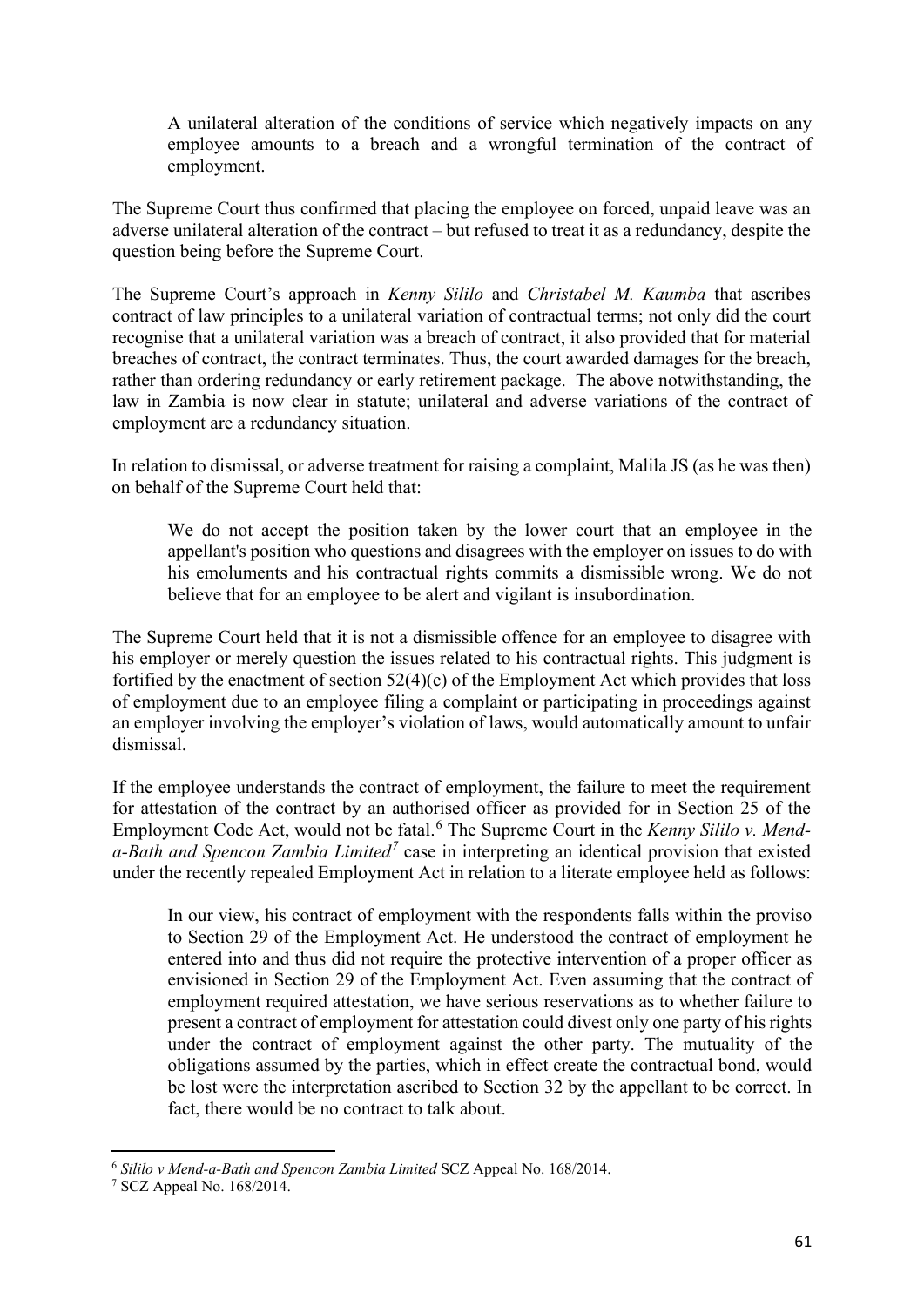> A unilateral alteration of the conditions of service which negatively impacts on any employee amounts to a breach and a wrongful termination of the contract of employment.

The Supreme Court thus confirmed that placing the employee on forced, unpaid leave was an adverse unilateral alteration of the contract – but refused to treat it as a redundancy, despite the question being before the Supreme Court.

The Supreme Court's approach in *Kenny Sililo* and *Christabel M. Kaumba* that ascribes contract of law principles to a unilateral variation of contractual terms; not only did the court recognise that a unilateral variation was a breach of contract, it also provided that for material breaches of contract, the contract terminates. Thus, the court awarded damages for the breach, rather than ordering redundancy or early retirement package. The above notwithstanding, the law in Zambia is now clear in statute; unilateral and adverse variations of the contract of employment are a redundancy situation.

In relation to dismissal, or adverse treatment for raising a complaint, Malila JS (as he was then) on behalf of the Supreme Court held that:

> We do not accept the position taken by the lower court that an employee in the appellant's position who questions and disagrees with the employer on issues to do with his emoluments and his contractual rights commits a dismissible wrong. We do not believe that for an employee to be alert and vigilant is insubordination.

The Supreme Court held that it is not a dismissible offence for an employee to disagree with his employer or merely question the issues related to his contractual rights. This judgment is fortified by the enactment of section 52(4)(c) of the Employment Act which provides that loss of employment due to an employee filing a complaint or participating in proceedings against an employer involving the employer's violation of laws, would automatically amount to unfair dismissal.

If the employee understands the contract of employment, the failure to meet the requirement for attestation of the contract by an authorised officer as provided for in Section 25 of the Employment Code Act, would not be fatal.[6] The Supreme Court in the *Kenny Sililo v. Mend-a-Bath and Spencon Zambia Limited*[7] case in interpreting an identical provision that existed under the recently repealed Employment Act in relation to a literate employee held as follows:

> In our view, his contract of employment with the respondents falls within the proviso to Section 29 of the Employment Act. He understood the contract of employment he entered into and thus did not require the protective intervention of a proper officer as envisioned in Section 29 of the Employment Act. Even assuming that the contract of employment required attestation, we have serious reservations as to whether failure to present a contract of employment for attestation could divest only one party of his rights under the contract of employment against the other party. The mutuality of the obligations assumed by the parties, which in effect create the contractual bond, would be lost were the interpretation ascribed to Section 32 by the appellant to be correct. In fact, there would be no contract to talk about.

---

[6] *Sililo v Mend-a-Bath and Spencon Zambia Limited* SCZ Appeal No. 168/2014.

[7] SCZ Appeal No. 168/2014.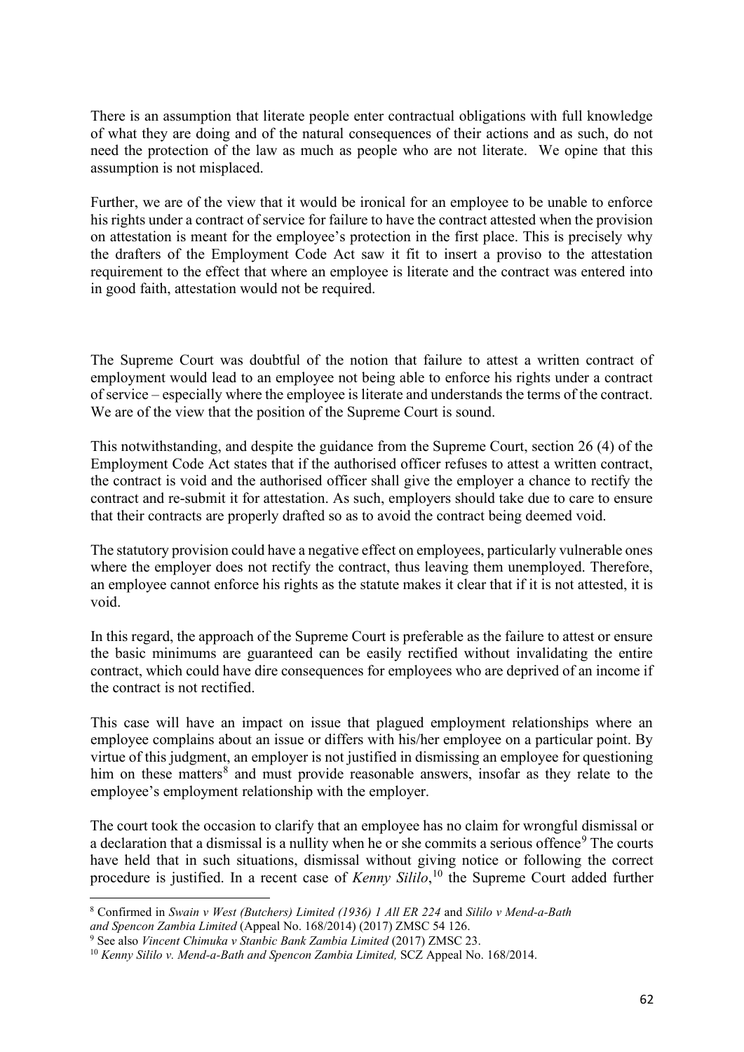There is an assumption that literate people enter contractual obligations with full knowledge of what they are doing and of the natural consequences of their actions and as such, do not need the protection of the law as much as people who are not literate. We opine that this assumption is not misplaced.

Further, we are of the view that it would be ironical for an employee to be unable to enforce his rights under a contract of service for failure to have the contract attested when the provision on attestation is meant for the employee's protection in the first place. This is precisely why the drafters of the Employment Code Act saw it fit to insert a proviso to the attestation requirement to the effect that where an employee is literate and the contract was entered into in good faith, attestation would not be required.

The Supreme Court was doubtful of the notion that failure to attest a written contract of employment would lead to an employee not being able to enforce his rights under a contract of service – especially where the employee is literate and understands the terms of the contract. We are of the view that the position of the Supreme Court is sound.

This notwithstanding, and despite the guidance from the Supreme Court, section 26 (4) of the Employment Code Act states that if the authorised officer refuses to attest a written contract, the contract is void and the authorised officer shall give the employer a chance to rectify the contract and re-submit it for attestation. As such, employers should take due to care to ensure that their contracts are properly drafted so as to avoid the contract being deemed void.

The statutory provision could have a negative effect on employees, particularly vulnerable ones where the employer does not rectify the contract, thus leaving them unemployed. Therefore, an employee cannot enforce his rights as the statute makes it clear that if it is not attested, it is void.

In this regard, the approach of the Supreme Court is preferable as the failure to attest or ensure the basic minimums are guaranteed can be easily rectified without invalidating the entire contract, which could have dire consequences for employees who are deprived of an income if the contract is not rectified.

This case will have an impact on issue that plagued employment relationships where an employee complains about an issue or differs with his/her employee on a particular point. By virtue of this judgment, an employer is not justified in dismissing an employee for questioning him on these matters[8] and must provide reasonable answers, insofar as they relate to the employee's employment relationship with the employer.

The court took the occasion to clarify that an employee has no claim for wrongful dismissal or a declaration that a dismissal is a nullity when he or she commits a serious offence[9] The courts have held that in such situations, dismissal without giving notice or following the correct procedure is justified. In a recent case of *Kenny Sililo*,[10] the Supreme Court added further

---

[8] Confirmed in *Swain v West (Butchers) Limited (1936) 1 All ER 224* and *Sililo v Mend-a-Bath and Spencon Zambia Limited* (Appeal No. 168/2014) (2017) ZMSC 54 126.

[9] See also *Vincent Chimuka v Stanbic Bank Zambia Limited* (2017) ZMSC 23.

[10] *Kenny Sililo v. Mend-a-Bath and Spencon Zambia Limited,* SCZ Appeal No. 168/2014.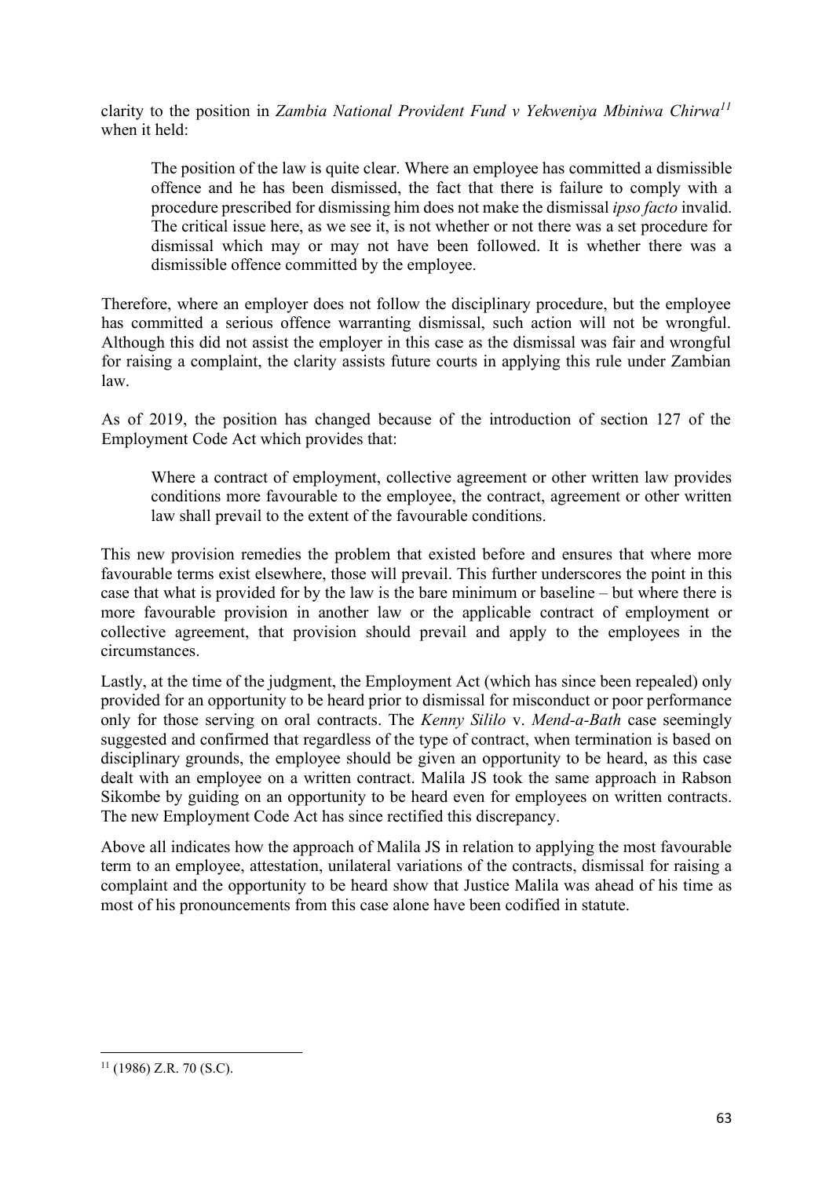clarity to the position in *Zambia National Provident Fund v Yekweniya Mbiniwa Chirwa*[11] when it held:

> The position of the law is quite clear. Where an employee has committed a dismissible offence and he has been dismissed, the fact that there is failure to comply with a procedure prescribed for dismissing him does not make the dismissal *ipso facto* invalid. The critical issue here, as we see it, is not whether or not there was a set procedure for dismissal which may or may not have been followed. It is whether there was a dismissible offence committed by the employee.

Therefore, where an employer does not follow the disciplinary procedure, but the employee has committed a serious offence warranting dismissal, such action will not be wrongful. Although this did not assist the employer in this case as the dismissal was fair and wrongful for raising a complaint, the clarity assists future courts in applying this rule under Zambian law.

As of 2019, the position has changed because of the introduction of section 127 of the Employment Code Act which provides that:

> Where a contract of employment, collective agreement or other written law provides conditions more favourable to the employee, the contract, agreement or other written law shall prevail to the extent of the favourable conditions.

This new provision remedies the problem that existed before and ensures that where more favourable terms exist elsewhere, those will prevail. This further underscores the point in this case that what is provided for by the law is the bare minimum or baseline – but where there is more favourable provision in another law or the applicable contract of employment or collective agreement, that provision should prevail and apply to the employees in the circumstances.

Lastly, at the time of the judgment, the Employment Act (which has since been repealed) only provided for an opportunity to be heard prior to dismissal for misconduct or poor performance only for those serving on oral contracts. The *Kenny Sililo* v. *Mend-a-Bath* case seemingly suggested and confirmed that regardless of the type of contract, when termination is based on disciplinary grounds, the employee should be given an opportunity to be heard, as this case dealt with an employee on a written contract. Malila JS took the same approach in Rabson Sikombe by guiding on an opportunity to be heard even for employees on written contracts. The new Employment Code Act has since rectified this discrepancy.

Above all indicates how the approach of Malila JS in relation to applying the most favourable term to an employee, attestation, unilateral variations of the contracts, dismissal for raising a complaint and the opportunity to be heard show that Justice Malila was ahead of his time as most of his pronouncements from this case alone have been codified in statute.

---

[11] (1986) Z.R. 70 (S.C).